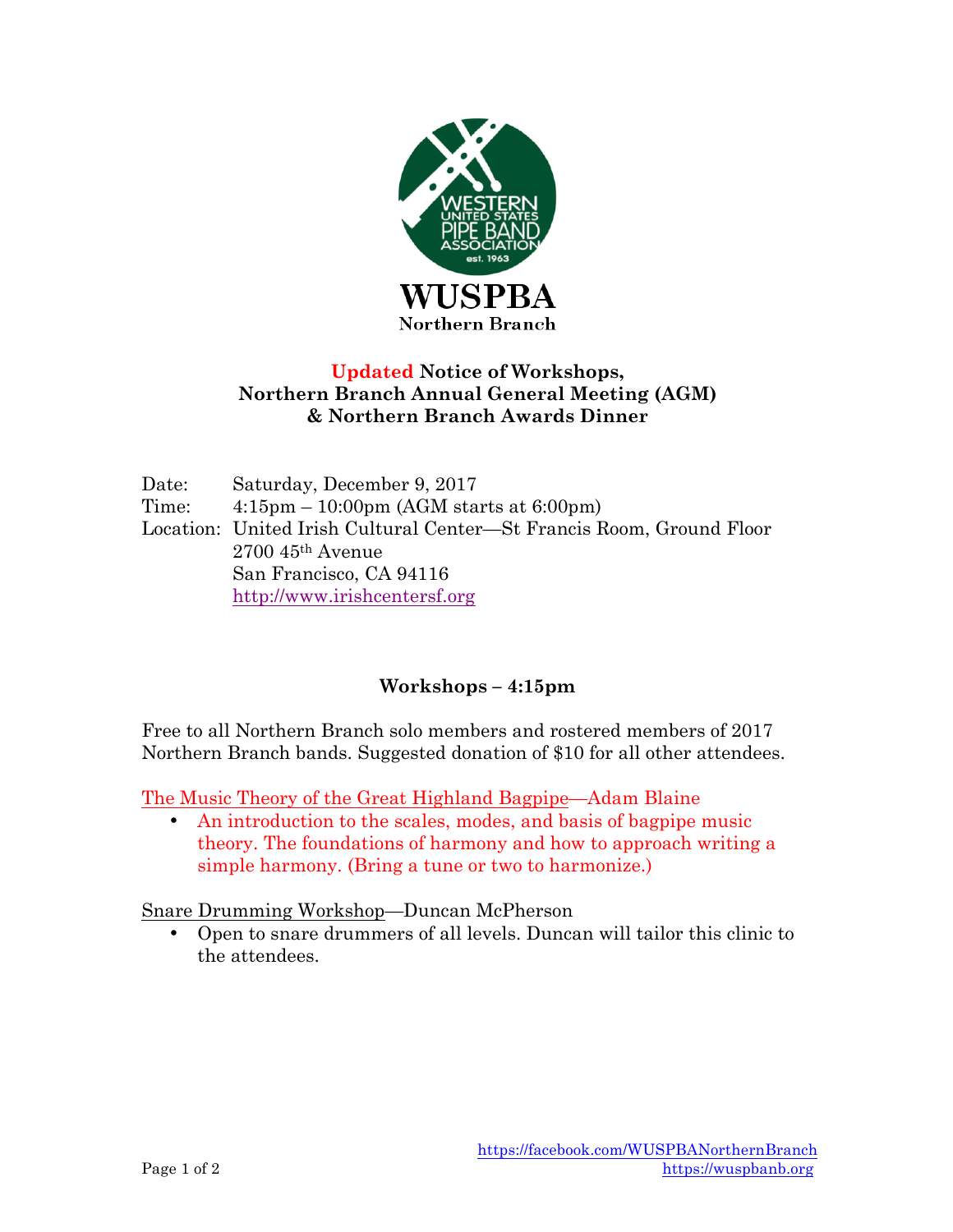**WUSPBA**
**Northern Branch**

# Updated Notice of Workshops, Northern Branch Annual General Meeting (AGM) & Northern Branch Awards Dinner

Date: Saturday, December 9, 2017
Time: 4:15pm – 10:00pm (AGM starts at 6:00pm)
Location: United Irish Cultural Center—St Francis Room, Ground Floor
2700 45th Avenue
San Francisco, CA 94116
http://www.irishcentersf.org

## Workshops – 4:15pm

Free to all Northern Branch solo members and rostered members of 2017 Northern Branch bands. Suggested donation of $10 for all other attendees.

The Music Theory of the Great Highland Bagpipe—Adam Blaine

- An introduction to the scales, modes, and basis of bagpipe music theory. The foundations of harmony and how to approach writing a simple harmony. (Bring a tune or two to harmonize.)

Snare Drumming Workshop—Duncan McPherson

- Open to snare drummers of all levels. Duncan will tailor this clinic to the attendees.

https://facebook.com/WUSPBANorthernBranch
https://wuspbanb.org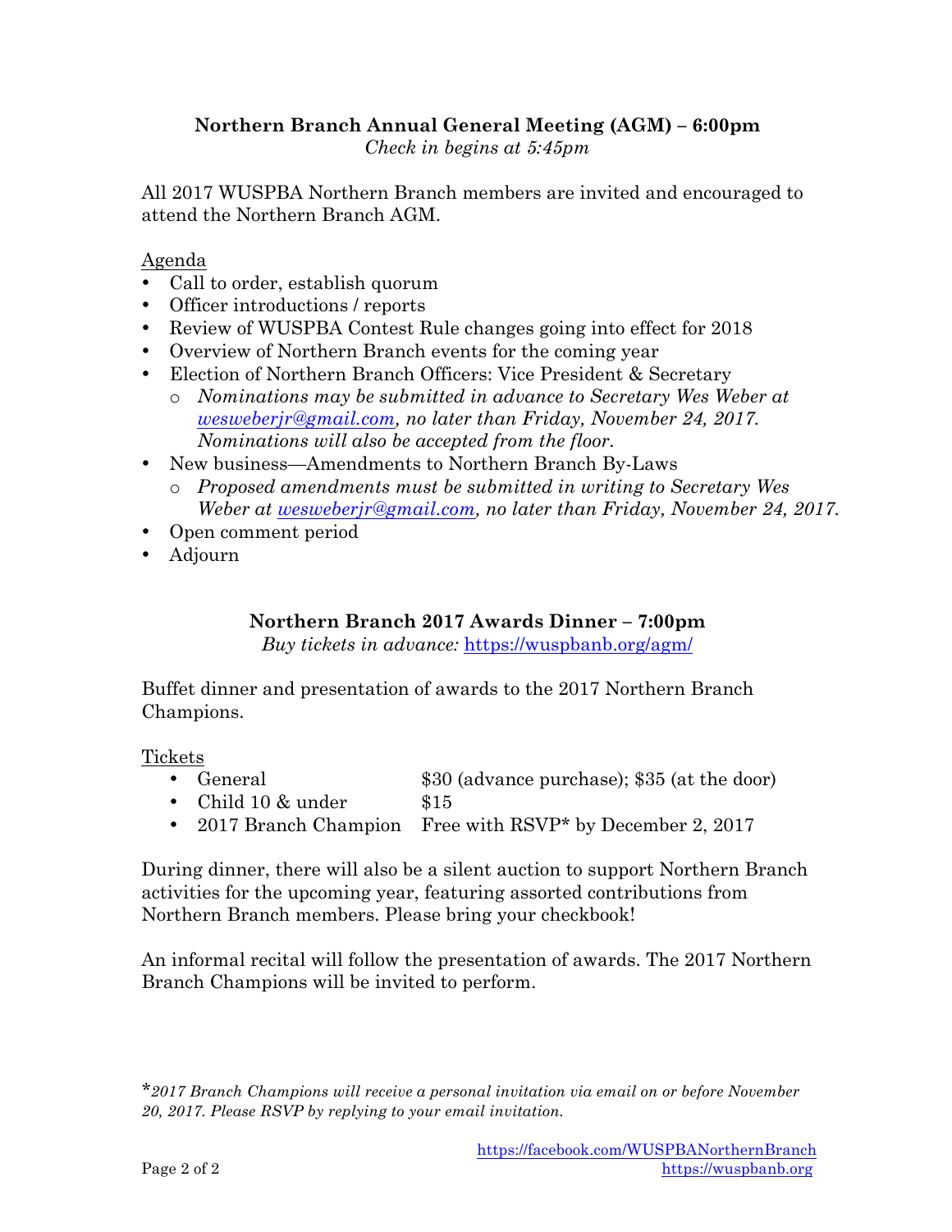**Northern Branch Annual General Meeting (AGM) – 6:00pm**
*Check in begins at 5:45pm*

All 2017 WUSPBA Northern Branch members are invited and encouraged to attend the Northern Branch AGM.

Agenda

- Call to order, establish quorum
- Officer introductions / reports
- Review of WUSPBA Contest Rule changes going into effect for 2018
- Overview of Northern Branch events for the coming year
- Election of Northern Branch Officers: Vice President & Secretary
  - *Nominations may be submitted in advance to Secretary Wes Weber at [wesweberjr@gmail.com](mailto:wesweberjr@gmail.com), no later than Friday, November 24, 2017. Nominations will also be accepted from the floor.*
- New business—Amendments to Northern Branch By-Laws
  - *Proposed amendments must be submitted in writing to Secretary Wes Weber at [wesweberjr@gmail.com](mailto:wesweberjr@gmail.com), no later than Friday, November 24, 2017.*
- Open comment period
- Adjourn

**Northern Branch 2017 Awards Dinner – 7:00pm**
*Buy tickets in advance:* https://wuspbanb.org/agm/

Buffet dinner and presentation of awards to the 2017 Northern Branch Champions.

Tickets

- General — $30 (advance purchase); $35 (at the door)
- Child 10 & under — $15
- 2017 Branch Champion — Free with RSVP* by December 2, 2017

During dinner, there will also be a silent auction to support Northern Branch activities for the upcoming year, featuring assorted contributions from Northern Branch members. Please bring your checkbook!

An informal recital will follow the presentation of awards. The 2017 Northern Branch Champions will be invited to perform.

**2017 Branch Champions will receive a personal invitation via email on or before November 20, 2017. Please RSVP by replying to your email invitation.*

https://facebook.com/WUSPBANorthernBranch
https://wuspbanb.org